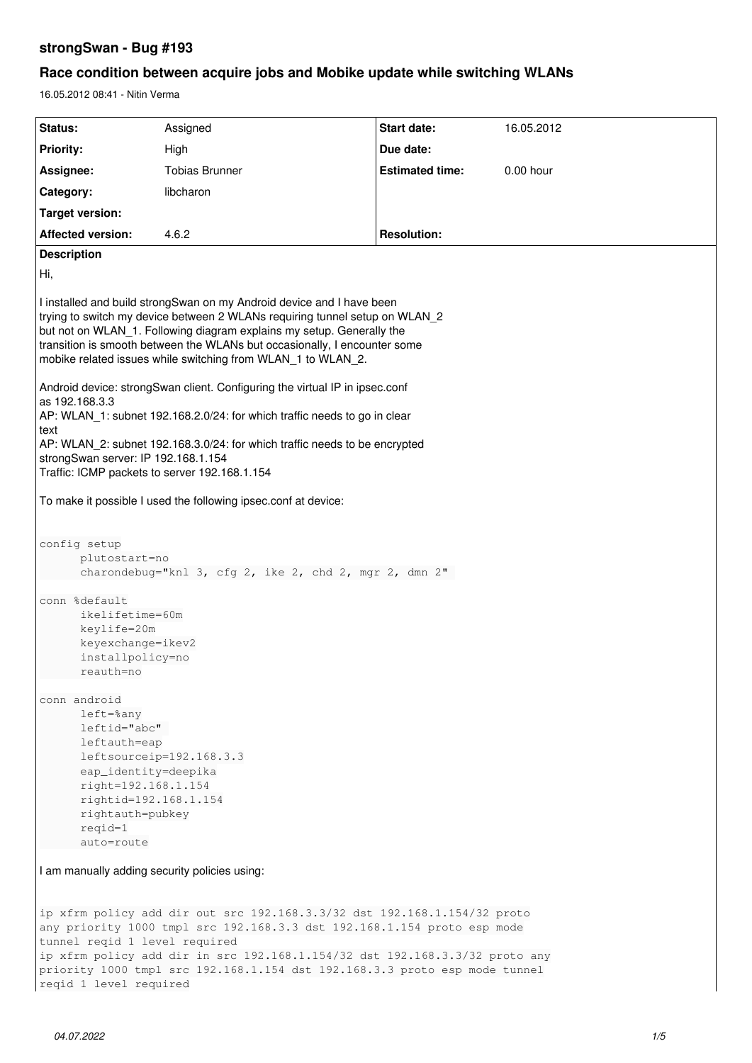# strongSwan - Bug #193

## Race condition between acquire jobs and Mobike update while switching WLANs

16.05.2012 08:41 - Nitin Verma

| Status: | Assigned | Start date: | 16.05.2012 |
| --- | --- | --- | --- |
| Priority: | High | Due date: | |
| Assignee: | Tobias Brunner | Estimated time: | 0.00 hour |
| Category: | libcharon | | |
| Target version: | | | |
| Affected version: | 4.6.2 | Resolution: | |

**Description**

Hi,

I installed and build strongSwan on my Android device and I have been trying to switch my device between 2 WLANs requiring tunnel setup on WLAN_2 but not on WLAN_1. Following diagram explains my setup. Generally the transition is smooth between the WLANs but occasionally, I encounter some mobike related issues while switching from WLAN_1 to WLAN_2.

Android device: strongSwan client. Configuring the virtual IP in ipsec.conf as 192.168.3.3
AP: WLAN_1: subnet 192.168.2.0/24: for which traffic needs to go in clear text
AP: WLAN_2: subnet 192.168.3.0/24: for which traffic needs to be encrypted
strongSwan server: IP 192.168.1.154
Traffic: ICMP packets to server 192.168.1.154

To make it possible I used the following ipsec.conf at device:

```
config setup
      plutostart=no
      charondebug="knl 3, cfg 2, ike 2, chd 2, mgr 2, dmn 2"

conn %default
      ikelifetime=60m
      keylife=20m
      keyexchange=ikev2
      installpolicy=no
      reauth=no

conn android
      left=%any
      leftid="abc"
      leftauth=eap
      leftsourceip=192.168.3.3
      eap_identity=deepika
      right=192.168.1.154
      rightid=192.168.1.154
      rightauth=pubkey
      reqid=1
      auto=route
```

I am manually adding security policies using:

```
ip xfrm policy add dir out src 192.168.3.3/32 dst 192.168.1.154/32 proto
any priority 1000 tmpl src 192.168.3.3 dst 192.168.1.154 proto esp mode
tunnel reqid 1 level required
ip xfrm policy add dir in src 192.168.1.154/32 dst 192.168.3.3/32 proto any
priority 1000 tmpl src 192.168.1.154 dst 192.168.3.3 proto esp mode tunnel
reqid 1 level required
```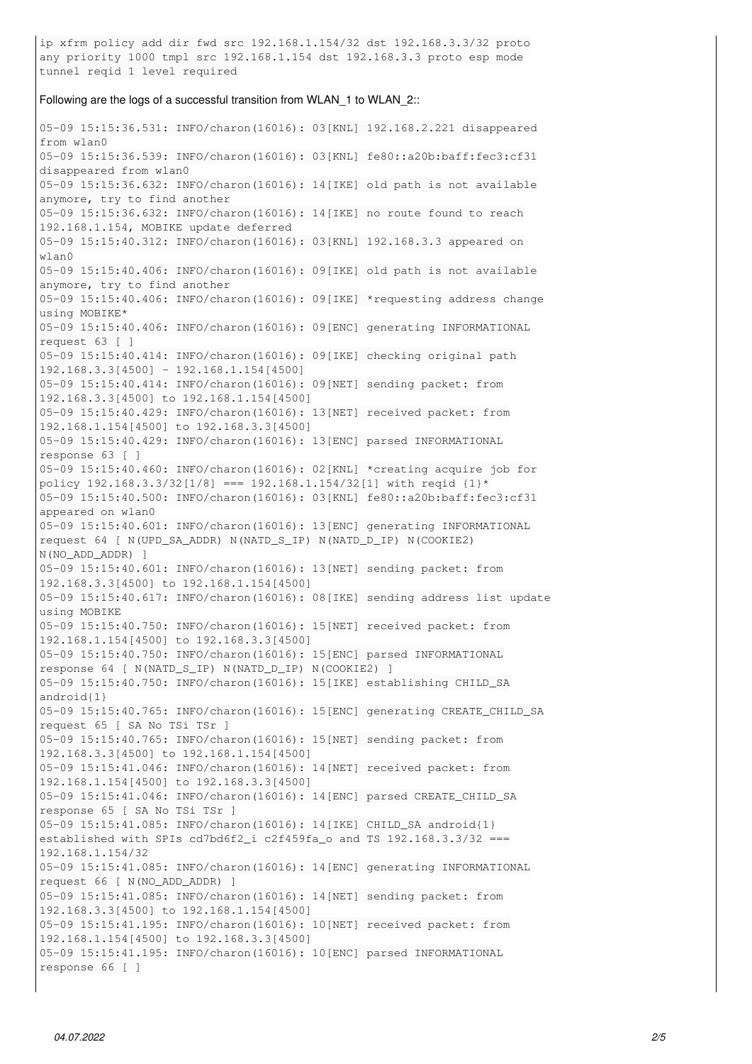```
ip xfrm policy add dir fwd src 192.168.1.154/32 dst 192.168.3.3/32 proto
any priority 1000 tmpl src 192.168.1.154 dst 192.168.3.3 proto esp mode
tunnel reqid 1 level required
```

Following are the logs of a successful transition from WLAN_1 to WLAN_2::

```
05-09 15:15:36.531: INFO/charon(16016): 03[KNL] 192.168.2.221 disappeared
from wlan0
05-09 15:15:36.539: INFO/charon(16016): 03[KNL] fe80::a20b:baff:fec3:cf31
disappeared from wlan0
05-09 15:15:36.632: INFO/charon(16016): 14[IKE] old path is not available
anymore, try to find another
05-09 15:15:36.632: INFO/charon(16016): 14[IKE] no route found to reach
192.168.1.154, MOBIKE update deferred
05-09 15:15:40.312: INFO/charon(16016): 03[KNL] 192.168.3.3 appeared on
wlan0
05-09 15:15:40.406: INFO/charon(16016): 09[IKE] old path is not available
anymore, try to find another
05-09 15:15:40.406: INFO/charon(16016): 09[IKE] *requesting address change
using MOBIKE*
05-09 15:15:40.406: INFO/charon(16016): 09[ENC] generating INFORMATIONAL
request 63 [ ]
05-09 15:15:40.414: INFO/charon(16016): 09[IKE] checking original path
192.168.3.3[4500] - 192.168.1.154[4500]
05-09 15:15:40.414: INFO/charon(16016): 09[NET] sending packet: from
192.168.3.3[4500] to 192.168.1.154[4500]
05-09 15:15:40.429: INFO/charon(16016): 13[NET] received packet: from
192.168.1.154[4500] to 192.168.3.3[4500]
05-09 15:15:40.429: INFO/charon(16016): 13[ENC] parsed INFORMATIONAL
response 63 [ ]
05-09 15:15:40.460: INFO/charon(16016): 02[KNL] *creating acquire job for
policy 192.168.3.3/32[1/8] === 192.168.1.154/32[1] with reqid {1}*
05-09 15:15:40.500: INFO/charon(16016): 03[KNL] fe80::a20b:baff:fec3:cf31
appeared on wlan0
05-09 15:15:40.601: INFO/charon(16016): 13[ENC] generating INFORMATIONAL
request 64 [ N(UPD_SA_ADDR) N(NATD_S_IP) N(NATD_D_IP) N(COOKIE2)
N(NO_ADD_ADDR) ]
05-09 15:15:40.601: INFO/charon(16016): 13[NET] sending packet: from
192.168.3.3[4500] to 192.168.1.154[4500]
05-09 15:15:40.617: INFO/charon(16016): 08[IKE] sending address list update
using MOBIKE
05-09 15:15:40.750: INFO/charon(16016): 15[NET] received packet: from
192.168.1.154[4500] to 192.168.3.3[4500]
05-09 15:15:40.750: INFO/charon(16016): 15[ENC] parsed INFORMATIONAL
response 64 [ N(NATD_S_IP) N(NATD_D_IP) N(COOKIE2) ]
05-09 15:15:40.750: INFO/charon(16016): 15[IKE] establishing CHILD_SA
android{1}
05-09 15:15:40.765: INFO/charon(16016): 15[ENC] generating CREATE_CHILD_SA
request 65 [ SA No TSi TSr ]
05-09 15:15:40.765: INFO/charon(16016): 15[NET] sending packet: from
192.168.3.3[4500] to 192.168.1.154[4500]
05-09 15:15:41.046: INFO/charon(16016): 14[NET] received packet: from
192.168.1.154[4500] to 192.168.3.3[4500]
05-09 15:15:41.046: INFO/charon(16016): 14[ENC] parsed CREATE_CHILD_SA
response 65 [ SA No TSi TSr ]
05-09 15:15:41.085: INFO/charon(16016): 14[IKE] CHILD_SA android{1}
established with SPIs cd7bd6f2_i c2f459fa_o and TS 192.168.3.3/32 ===
192.168.1.154/32
05-09 15:15:41.085: INFO/charon(16016): 14[ENC] generating INFORMATIONAL
request 66 [ N(NO_ADD_ADDR) ]
05-09 15:15:41.085: INFO/charon(16016): 14[NET] sending packet: from
192.168.3.3[4500] to 192.168.1.154[4500]
05-09 15:15:41.195: INFO/charon(16016): 10[NET] received packet: from
192.168.1.154[4500] to 192.168.3.3[4500]
05-09 15:15:41.195: INFO/charon(16016): 10[ENC] parsed INFORMATIONAL
response 66 [ ]
```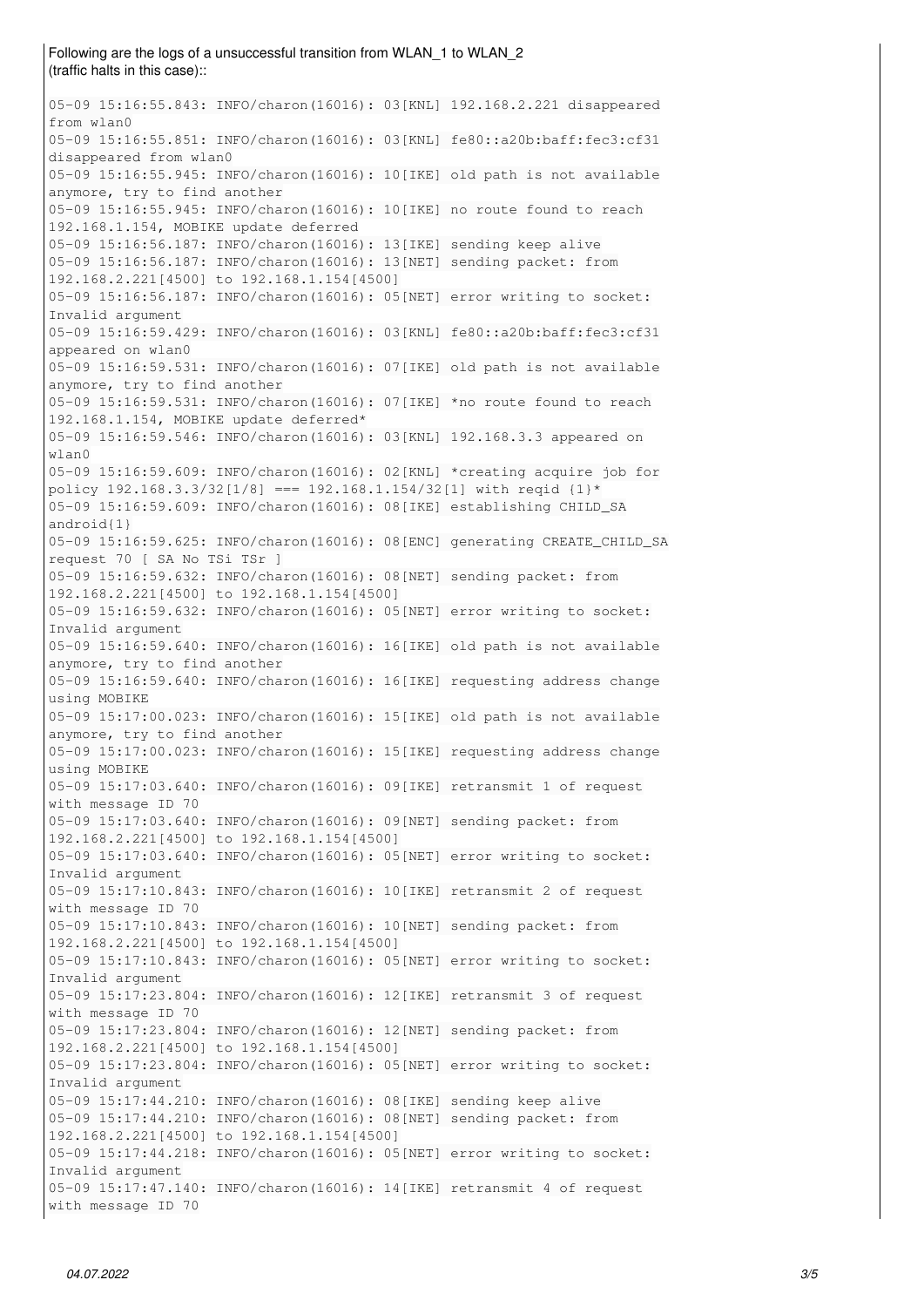Following are the logs of a unsuccessful transition from WLAN_1 to WLAN_2 (traffic halts in this case)::

```
05-09 15:16:55.843: INFO/charon(16016): 03[KNL] 192.168.2.221 disappeared from wlan0
05-09 15:16:55.851: INFO/charon(16016): 03[KNL] fe80::a20b:baff:fec3:cf31 disappeared from wlan0
05-09 15:16:55.945: INFO/charon(16016): 10[IKE] old path is not available anymore, try to find another
05-09 15:16:55.945: INFO/charon(16016): 10[IKE] no route found to reach 192.168.1.154, MOBIKE update deferred
05-09 15:16:56.187: INFO/charon(16016): 13[IKE] sending keep alive
05-09 15:16:56.187: INFO/charon(16016): 13[NET] sending packet: from 192.168.2.221[4500] to 192.168.1.154[4500]
05-09 15:16:56.187: INFO/charon(16016): 05[NET] error writing to socket: Invalid argument
05-09 15:16:59.429: INFO/charon(16016): 03[KNL] fe80::a20b:baff:fec3:cf31 appeared on wlan0
05-09 15:16:59.531: INFO/charon(16016): 07[IKE] old path is not available anymore, try to find another
05-09 15:16:59.531: INFO/charon(16016): 07[IKE] *no route found to reach 192.168.1.154, MOBIKE update deferred*
05-09 15:16:59.546: INFO/charon(16016): 03[KNL] 192.168.3.3 appeared on wlan0
05-09 15:16:59.609: INFO/charon(16016): 02[KNL] *creating acquire job for policy 192.168.3.3/32[1/8] === 192.168.1.154/32[1] with reqid {1}*
05-09 15:16:59.609: INFO/charon(16016): 08[IKE] establishing CHILD_SA android{1}
05-09 15:16:59.625: INFO/charon(16016): 08[ENC] generating CREATE_CHILD_SA request 70 [ SA No TSi TSr ]
05-09 15:16:59.632: INFO/charon(16016): 08[NET] sending packet: from 192.168.2.221[4500] to 192.168.1.154[4500]
05-09 15:16:59.632: INFO/charon(16016): 05[NET] error writing to socket: Invalid argument
05-09 15:16:59.640: INFO/charon(16016): 16[IKE] old path is not available anymore, try to find another
05-09 15:16:59.640: INFO/charon(16016): 16[IKE] requesting address change using MOBIKE
05-09 15:17:00.023: INFO/charon(16016): 15[IKE] old path is not available anymore, try to find another
05-09 15:17:00.023: INFO/charon(16016): 15[IKE] requesting address change using MOBIKE
05-09 15:17:03.640: INFO/charon(16016): 09[IKE] retransmit 1 of request with message ID 70
05-09 15:17:03.640: INFO/charon(16016): 09[NET] sending packet: from 192.168.2.221[4500] to 192.168.1.154[4500]
05-09 15:17:03.640: INFO/charon(16016): 05[NET] error writing to socket: Invalid argument
05-09 15:17:10.843: INFO/charon(16016): 10[IKE] retransmit 2 of request with message ID 70
05-09 15:17:10.843: INFO/charon(16016): 10[NET] sending packet: from 192.168.2.221[4500] to 192.168.1.154[4500]
05-09 15:17:10.843: INFO/charon(16016): 05[NET] error writing to socket: Invalid argument
05-09 15:17:23.804: INFO/charon(16016): 12[IKE] retransmit 3 of request with message ID 70
05-09 15:17:23.804: INFO/charon(16016): 12[NET] sending packet: from 192.168.2.221[4500] to 192.168.1.154[4500]
05-09 15:17:23.804: INFO/charon(16016): 05[NET] error writing to socket: Invalid argument
05-09 15:17:44.210: INFO/charon(16016): 08[IKE] sending keep alive
05-09 15:17:44.210: INFO/charon(16016): 08[NET] sending packet: from 192.168.2.221[4500] to 192.168.1.154[4500]
05-09 15:17:44.218: INFO/charon(16016): 05[NET] error writing to socket: Invalid argument
05-09 15:17:47.140: INFO/charon(16016): 14[IKE] retransmit 4 of request with message ID 70
```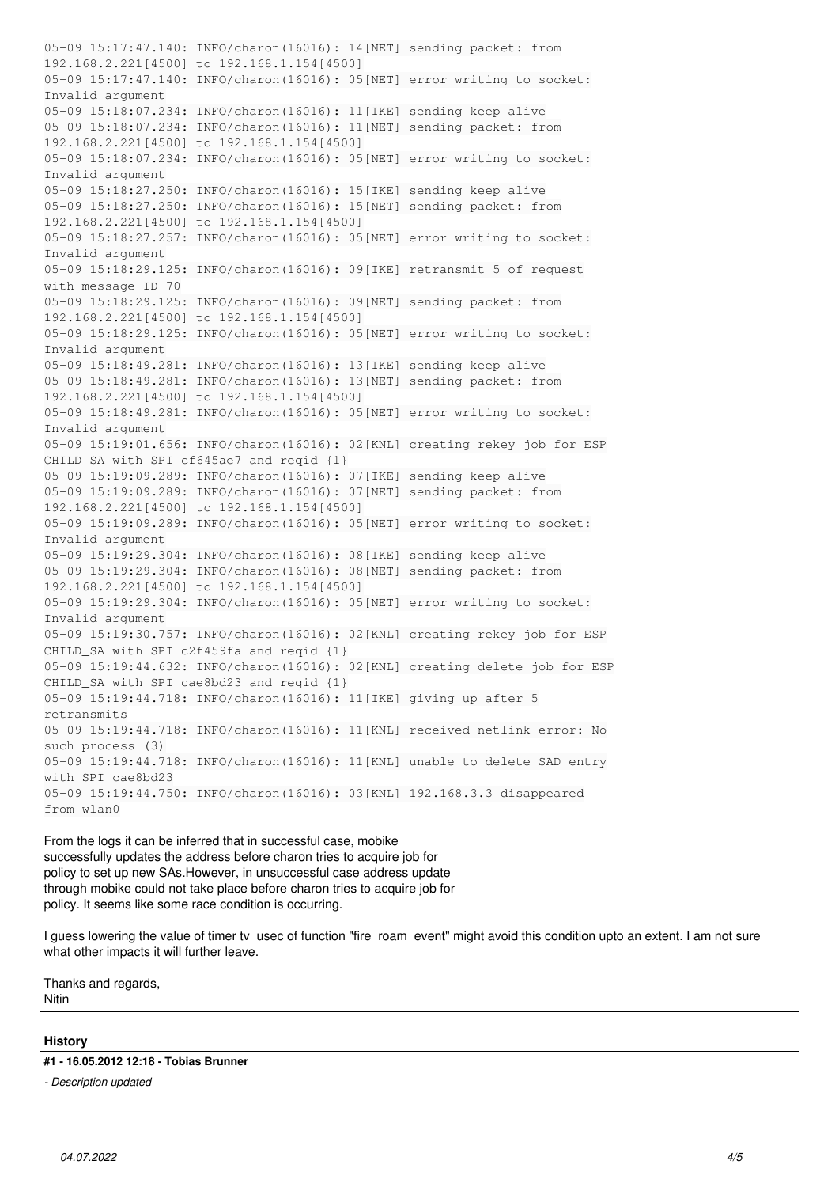```
05-09 15:17:47.140: INFO/charon(16016): 14[NET] sending packet: from
192.168.2.221[4500] to 192.168.1.154[4500]
05-09 15:17:47.140: INFO/charon(16016): 05[NET] error writing to socket:
Invalid argument
05-09 15:18:07.234: INFO/charon(16016): 11[IKE] sending keep alive
05-09 15:18:07.234: INFO/charon(16016): 11[NET] sending packet: from
192.168.2.221[4500] to 192.168.1.154[4500]
05-09 15:18:07.234: INFO/charon(16016): 05[NET] error writing to socket:
Invalid argument
05-09 15:18:27.250: INFO/charon(16016): 15[IKE] sending keep alive
05-09 15:18:27.250: INFO/charon(16016): 15[NET] sending packet: from
192.168.2.221[4500] to 192.168.1.154[4500]
05-09 15:18:27.257: INFO/charon(16016): 05[NET] error writing to socket:
Invalid argument
05-09 15:18:29.125: INFO/charon(16016): 09[IKE] retransmit 5 of request
with message ID 70
05-09 15:18:29.125: INFO/charon(16016): 09[NET] sending packet: from
192.168.2.221[4500] to 192.168.1.154[4500]
05-09 15:18:29.125: INFO/charon(16016): 05[NET] error writing to socket:
Invalid argument
05-09 15:18:49.281: INFO/charon(16016): 13[IKE] sending keep alive
05-09 15:18:49.281: INFO/charon(16016): 13[NET] sending packet: from
192.168.2.221[4500] to 192.168.1.154[4500]
05-09 15:18:49.281: INFO/charon(16016): 05[NET] error writing to socket:
Invalid argument
05-09 15:19:01.656: INFO/charon(16016): 02[KNL] creating rekey job for ESP
CHILD_SA with SPI cf645ae7 and reqid {1}
05-09 15:19:09.289: INFO/charon(16016): 07[IKE] sending keep alive
05-09 15:19:09.289: INFO/charon(16016): 07[NET] sending packet: from
192.168.2.221[4500] to 192.168.1.154[4500]
05-09 15:19:09.289: INFO/charon(16016): 05[NET] error writing to socket:
Invalid argument
05-09 15:19:29.304: INFO/charon(16016): 08[IKE] sending keep alive
05-09 15:19:29.304: INFO/charon(16016): 08[NET] sending packet: from
192.168.2.221[4500] to 192.168.1.154[4500]
05-09 15:19:29.304: INFO/charon(16016): 05[NET] error writing to socket:
Invalid argument
05-09 15:19:30.757: INFO/charon(16016): 02[KNL] creating rekey job for ESP
CHILD_SA with SPI c2f459fa and reqid {1}
05-09 15:19:44.632: INFO/charon(16016): 02[KNL] creating delete job for ESP
CHILD_SA with SPI cae8bd23 and reqid {1}
05-09 15:19:44.718: INFO/charon(16016): 11[IKE] giving up after 5
retransmits
05-09 15:19:44.718: INFO/charon(16016): 11[KNL] received netlink error: No
such process (3)
05-09 15:19:44.718: INFO/charon(16016): 11[KNL] unable to delete SAD entry
with SPI cae8bd23
05-09 15:19:44.750: INFO/charon(16016): 03[KNL] 192.168.3.3 disappeared
from wlan0
```

From the logs it can be inferred that in successful case, mobike
successfully updates the address before charon tries to acquire job for
policy to set up new SAs.However, in unsuccessful case address update
through mobike could not take place before charon tries to acquire job for
policy. It seems like some race condition is occurring.

I guess lowering the value of timer tv_usec of function "fire_roam_event" might avoid this condition upto an extent. I am not sure what other impacts it will further leave.

Thanks and regards,
Nitin

## History

#### #1 - 16.05.2012 12:18 - Tobias Brunner

*- Description updated*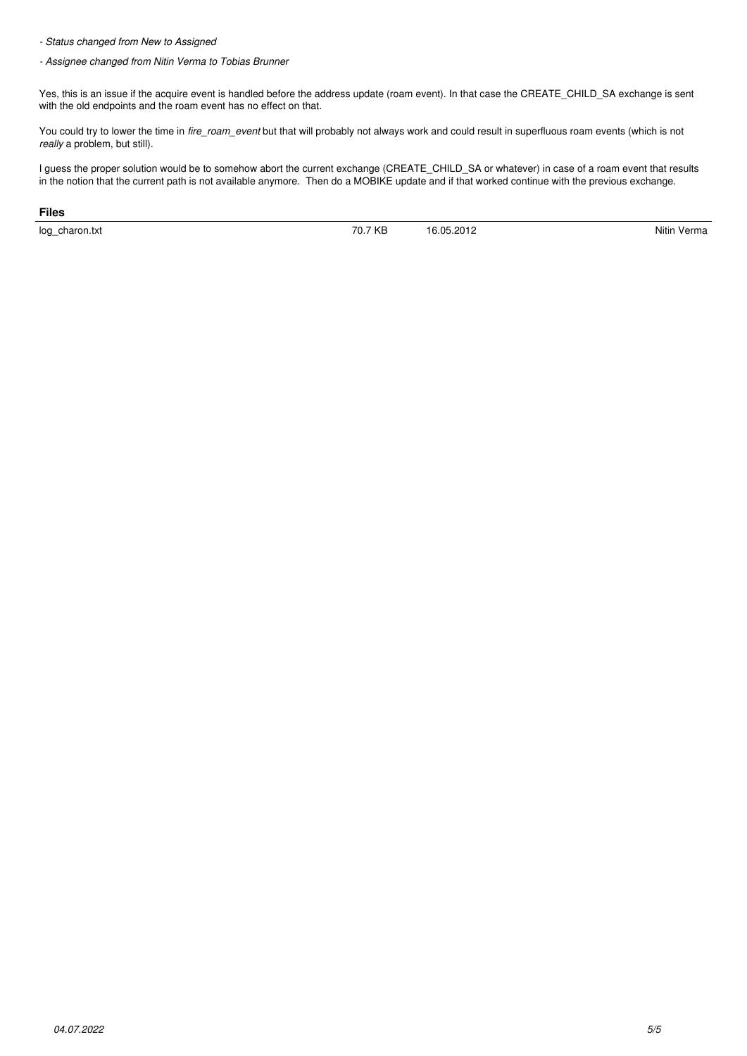- *Status changed from New to Assigned*
- *Assignee changed from Nitin Verma to Tobias Brunner*

Yes, this is an issue if the acquire event is handled before the address update (roam event). In that case the CREATE_CHILD_SA exchange is sent with the old endpoints and the roam event has no effect on that.

You could try to lower the time in *fire_roam_event* but that will probably not always work and could result in superfluous roam events (which is not *really* a problem, but still).

I guess the proper solution would be to somehow abort the current exchange (CREATE_CHILD_SA or whatever) in case of a roam event that results in the notion that the current path is not available anymore. Then do a MOBIKE update and if that worked continue with the previous exchange.

## Files

| | | | |
|---|---|---|---|
| log_charon.txt | 70.7 KB | 16.05.2012 | Nitin Verma |